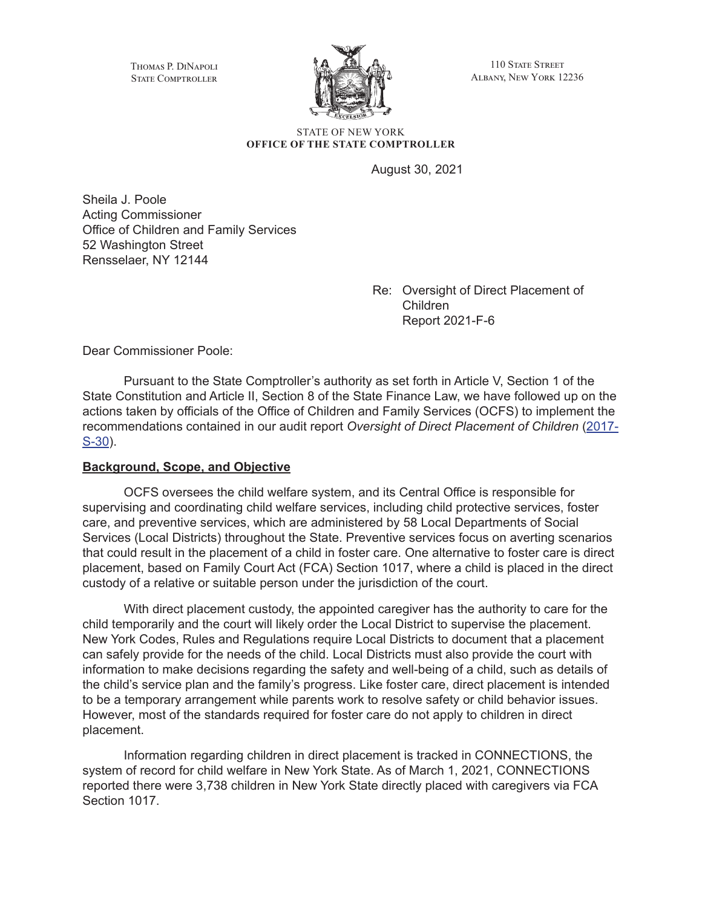Thomas P. DiNapoli
State Comptroller

110 State Street
Albany, New York 12236

STATE OF NEW YORK
**OFFICE OF THE STATE COMPTROLLER**

August 30, 2021

Sheila J. Poole
Acting Commissioner
Office of Children and Family Services
52 Washington Street
Rensselaer, NY 12144

Re: Oversight of Direct Placement of Children
Report 2021-F-6

Dear Commissioner Poole:

Pursuant to the State Comptroller's authority as set forth in Article V, Section 1 of the State Constitution and Article II, Section 8 of the State Finance Law, we have followed up on the actions taken by officials of the Office of Children and Family Services (OCFS) to implement the recommendations contained in our audit report *Oversight of Direct Placement of Children* (2017-S-30).

**Background, Scope, and Objective**

OCFS oversees the child welfare system, and its Central Office is responsible for supervising and coordinating child welfare services, including child protective services, foster care, and preventive services, which are administered by 58 Local Departments of Social Services (Local Districts) throughout the State. Preventive services focus on averting scenarios that could result in the placement of a child in foster care. One alternative to foster care is direct placement, based on Family Court Act (FCA) Section 1017, where a child is placed in the direct custody of a relative or suitable person under the jurisdiction of the court.

With direct placement custody, the appointed caregiver has the authority to care for the child temporarily and the court will likely order the Local District to supervise the placement. New York Codes, Rules and Regulations require Local Districts to document that a placement can safely provide for the needs of the child. Local Districts must also provide the court with information to make decisions regarding the safety and well-being of a child, such as details of the child's service plan and the family's progress. Like foster care, direct placement is intended to be a temporary arrangement while parents work to resolve safety or child behavior issues. However, most of the standards required for foster care do not apply to children in direct placement.

Information regarding children in direct placement is tracked in CONNECTIONS, the system of record for child welfare in New York State. As of March 1, 2021, CONNECTIONS reported there were 3,738 children in New York State directly placed with caregivers via FCA Section 1017.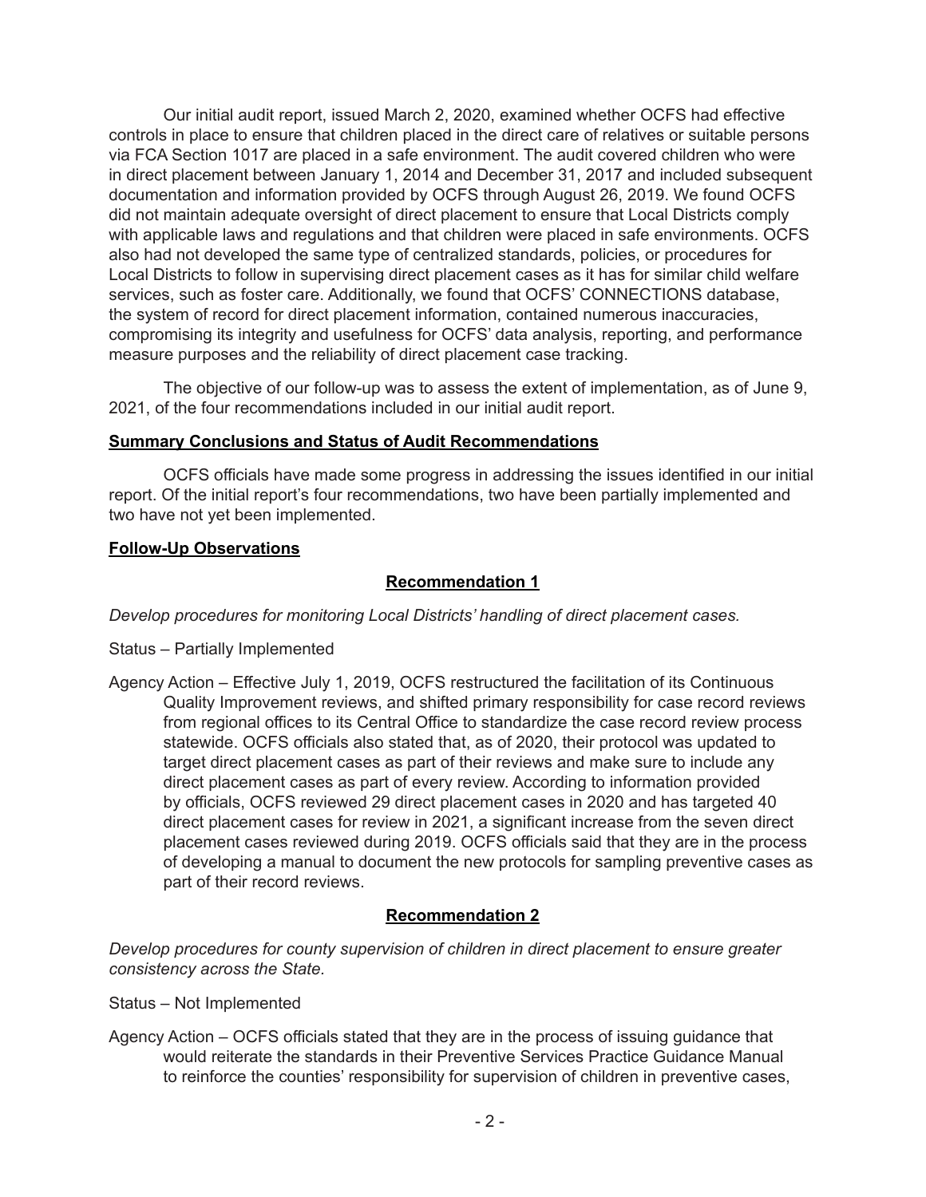Our initial audit report, issued March 2, 2020, examined whether OCFS had effective controls in place to ensure that children placed in the direct care of relatives or suitable persons via FCA Section 1017 are placed in a safe environment. The audit covered children who were in direct placement between January 1, 2014 and December 31, 2017 and included subsequent documentation and information provided by OCFS through August 26, 2019. We found OCFS did not maintain adequate oversight of direct placement to ensure that Local Districts comply with applicable laws and regulations and that children were placed in safe environments. OCFS also had not developed the same type of centralized standards, policies, or procedures for Local Districts to follow in supervising direct placement cases as it has for similar child welfare services, such as foster care. Additionally, we found that OCFS' CONNECTIONS database, the system of record for direct placement information, contained numerous inaccuracies, compromising its integrity and usefulness for OCFS' data analysis, reporting, and performance measure purposes and the reliability of direct placement case tracking.

The objective of our follow-up was to assess the extent of implementation, as of June 9, 2021, of the four recommendations included in our initial audit report.

**Summary Conclusions and Status of Audit Recommendations**

OCFS officials have made some progress in addressing the issues identified in our initial report. Of the initial report's four recommendations, two have been partially implemented and two have not yet been implemented.

**Follow-Up Observations**

**Recommendation 1**

*Develop procedures for monitoring Local Districts' handling of direct placement cases.*

Status – Partially Implemented

Agency Action – Effective July 1, 2019, OCFS restructured the facilitation of its Continuous Quality Improvement reviews, and shifted primary responsibility for case record reviews from regional offices to its Central Office to standardize the case record review process statewide. OCFS officials also stated that, as of 2020, their protocol was updated to target direct placement cases as part of their reviews and make sure to include any direct placement cases as part of every review. According to information provided by officials, OCFS reviewed 29 direct placement cases in 2020 and has targeted 40 direct placement cases for review in 2021, a significant increase from the seven direct placement cases reviewed during 2019. OCFS officials said that they are in the process of developing a manual to document the new protocols for sampling preventive cases as part of their record reviews.

**Recommendation 2**

*Develop procedures for county supervision of children in direct placement to ensure greater consistency across the State.*

Status – Not Implemented

Agency Action – OCFS officials stated that they are in the process of issuing guidance that would reiterate the standards in their Preventive Services Practice Guidance Manual to reinforce the counties' responsibility for supervision of children in preventive cases,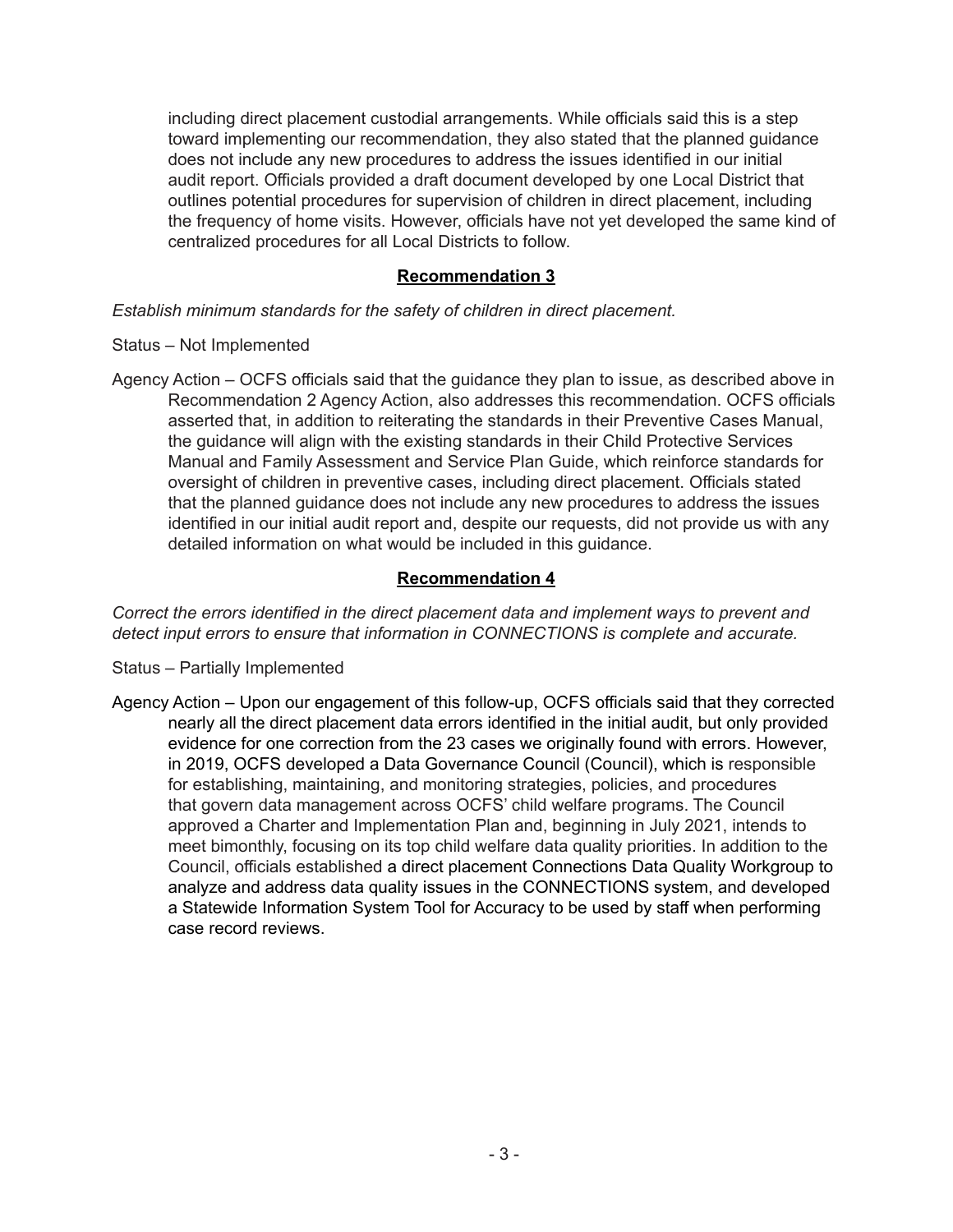including direct placement custodial arrangements. While officials said this is a step toward implementing our recommendation, they also stated that the planned guidance does not include any new procedures to address the issues identified in our initial audit report. Officials provided a draft document developed by one Local District that outlines potential procedures for supervision of children in direct placement, including the frequency of home visits. However, officials have not yet developed the same kind of centralized procedures for all Local Districts to follow.

## Recommendation 3

*Establish minimum standards for the safety of children in direct placement.*

Status – Not Implemented

Agency Action – OCFS officials said that the guidance they plan to issue, as described above in Recommendation 2 Agency Action, also addresses this recommendation. OCFS officials asserted that, in addition to reiterating the standards in their Preventive Cases Manual, the guidance will align with the existing standards in their Child Protective Services Manual and Family Assessment and Service Plan Guide, which reinforce standards for oversight of children in preventive cases, including direct placement. Officials stated that the planned guidance does not include any new procedures to address the issues identified in our initial audit report and, despite our requests, did not provide us with any detailed information on what would be included in this guidance.

## Recommendation 4

*Correct the errors identified in the direct placement data and implement ways to prevent and detect input errors to ensure that information in CONNECTIONS is complete and accurate.*

Status – Partially Implemented

Agency Action – Upon our engagement of this follow-up, OCFS officials said that they corrected nearly all the direct placement data errors identified in the initial audit, but only provided evidence for one correction from the 23 cases we originally found with errors. However, in 2019, OCFS developed a Data Governance Council (Council), which is responsible for establishing, maintaining, and monitoring strategies, policies, and procedures that govern data management across OCFS' child welfare programs. The Council approved a Charter and Implementation Plan and, beginning in July 2021, intends to meet bimonthly, focusing on its top child welfare data quality priorities. In addition to the Council, officials established a direct placement Connections Data Quality Workgroup to analyze and address data quality issues in the CONNECTIONS system, and developed a Statewide Information System Tool for Accuracy to be used by staff when performing case record reviews.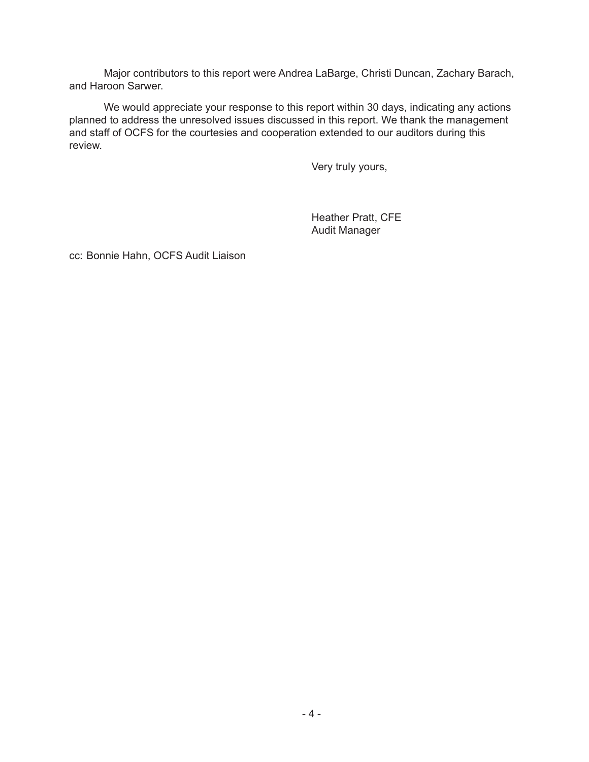Major contributors to this report were Andrea LaBarge, Christi Duncan, Zachary Barach, and Haroon Sarwer.

We would appreciate your response to this report within 30 days, indicating any actions planned to address the unresolved issues discussed in this report. We thank the management and staff of OCFS for the courtesies and cooperation extended to our auditors during this review.

Very truly yours,

Heather Pratt, CFE
Audit Manager

cc: Bonnie Hahn, OCFS Audit Liaison